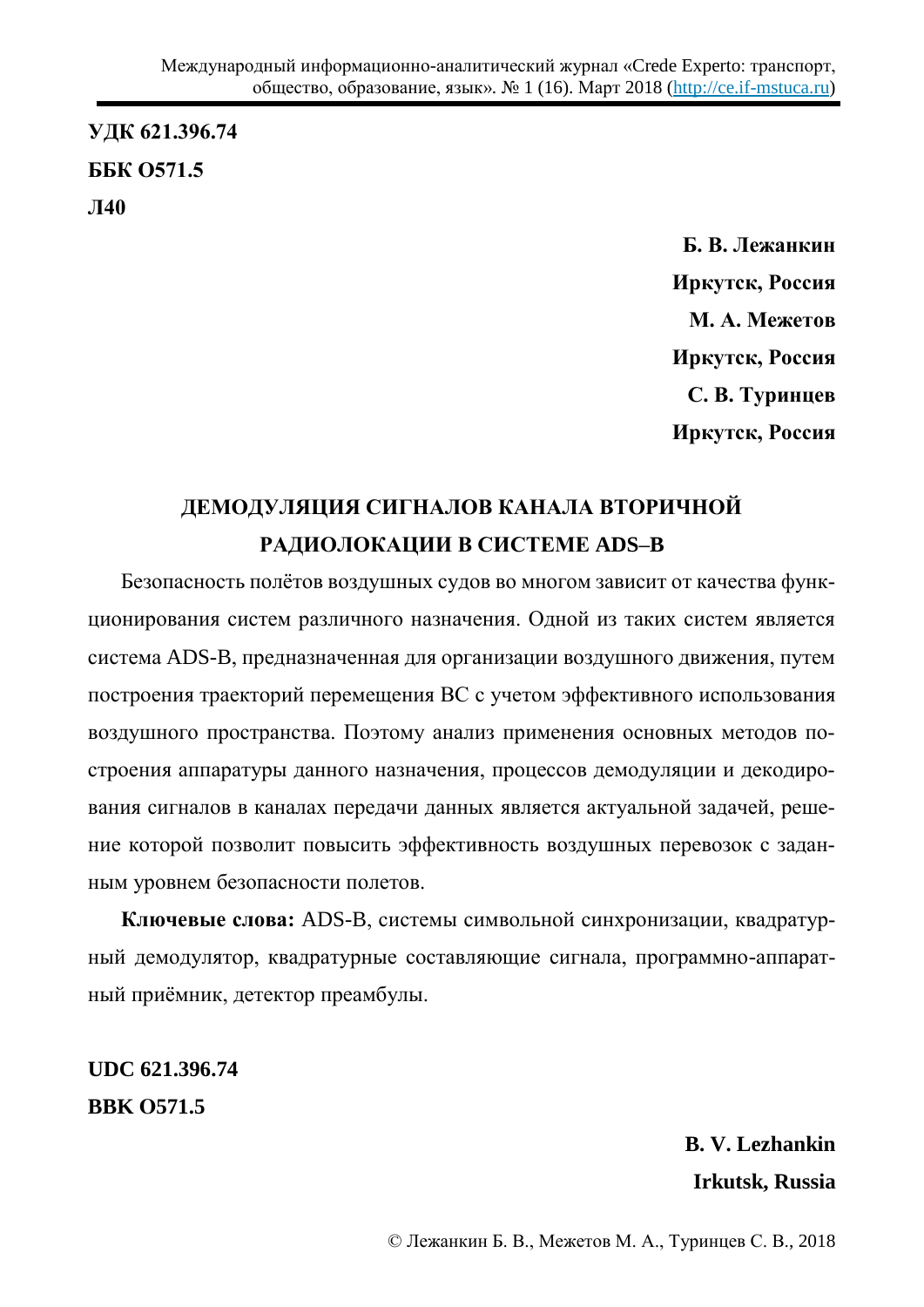**УДК 621.396.74**

**ББК О571.5**

**Л40**

**Б. В. Лежанкин**

**Иркутск, Россия**

**М. А. Межетов**

**Иркутск, Россия**

**С. В. Туринцев**

**Иркутск, Россия**

# ДЕМОДУЛЯЦИЯ СИГНАЛОВ КАНАЛА ВТОРИЧНОЙ РАДИОЛОКАЦИИ В СИСТЕМЕ ADS–B

Безопасность полётов воздушных судов во многом зависит от качества функционирования систем различного назначения. Одной из таких систем является система ADS-B, предназначенная для организации воздушного движения, путем построения траекторий перемещения ВС с учетом эффективного использования воздушного пространства. Поэтому анализ применения основных методов построения аппаратуры данного назначения, процессов демодуляции и декодирования сигналов в каналах передачи данных является актуальной задачей, решение которой позволит повысить эффективность воздушных перевозок с заданным уровнем безопасности полетов.

**Ключевые слова:** ADS-B, системы символьной синхронизации, квадратурный демодулятор, квадратурные составляющие сигнала, программно-аппаратный приёмник, детектор преамбулы.

**UDC 621.396.74**

**BBK O571.5**

**B. V. Lezhankin**

**Irkutsk, Russia**

© Лежанкин Б. В., Межетов М. А., Туринцев С. В., 2018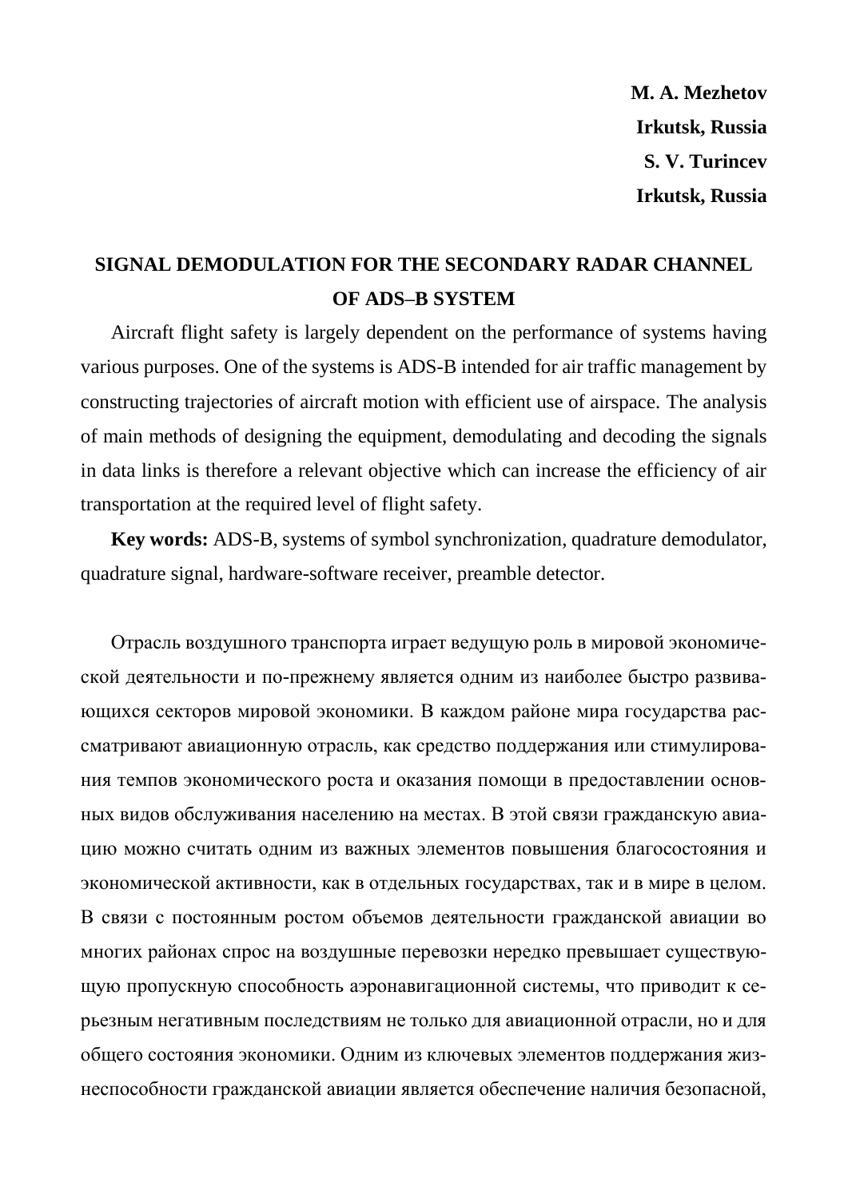**M. A. Mezhetov**
**Irkutsk, Russia**
**S. V. Turincev**
**Irkutsk, Russia**

## SIGNAL DEMODULATION FOR THE SECONDARY RADAR CHANNEL OF ADS–B SYSTEM

Aircraft flight safety is largely dependent on the performance of systems having various purposes. One of the systems is ADS-B intended for air traffic management by constructing trajectories of aircraft motion with efficient use of airspace. The analysis of main methods of designing the equipment, demodulating and decoding the signals in data links is therefore a relevant objective which can increase the efficiency of air transportation at the required level of flight safety.

**Key words:** ADS-B, systems of symbol synchronization, quadrature demodulator, quadrature signal, hardware-software receiver, preamble detector.

Отрасль воздушного транспорта играет ведущую роль в мировой экономической деятельности и по-прежнему является одним из наиболее быстро развивающихся секторов мировой экономики. В каждом районе мира государства рассматривают авиационную отрасль, как средство поддержания или стимулирования темпов экономического роста и оказания помощи в предоставлении основных видов обслуживания населению на местах. В этой связи гражданскую авиацию можно считать одним из важных элементов повышения благосостояния и экономической активности, как в отдельных государствах, так и в мире в целом. В связи с постоянным ростом объемов деятельности гражданской авиации во многих районах спрос на воздушные перевозки нередко превышает существующую пропускную способность аэронавигационной системы, что приводит к серьезным негативным последствиям не только для авиационной отрасли, но и для общего состояния экономики. Одним из ключевых элементов поддержания жизнеспособности гражданской авиации является обеспечение наличия безопасной,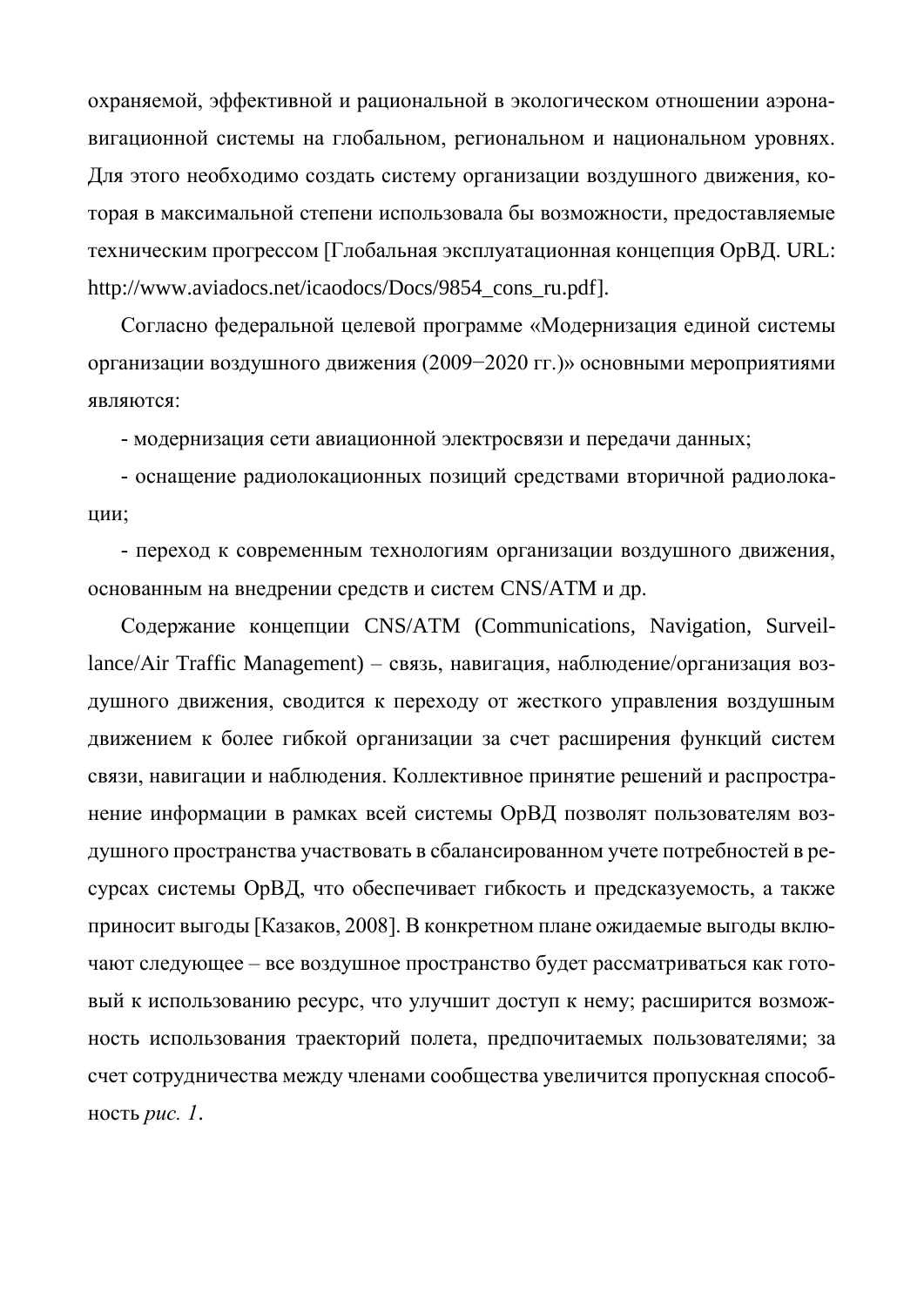охраняемой, эффективной и рациональной в экологическом отношении аэронавигационной системы на глобальном, региональном и национальном уровнях. Для этого необходимо создать систему организации воздушного движения, которая в максимальной степени использовала бы возможности, предоставляемые техническим прогрессом [Глобальная эксплуатационная концепция ОрВД. URL: http://www.aviadocs.net/icaodocs/Docs/9854_cons_ru.pdf].

Согласно федеральной целевой программе «Модернизация единой системы организации воздушного движения (2009−2020 гг.)» основными мероприятиями являются:

- модернизация сети авиационной электросвязи и передачи данных;

- оснащение радиолокационных позиций средствами вторичной радиолокации;

- переход к современным технологиям организации воздушного движения, основанным на внедрении средств и систем CNS/ATM и др.

Содержание концепции CNS/ATM (Communications, Navigation, Surveillance/Air Traffic Management) – связь, навигация, наблюдение/организация воздушного движения, сводится к переходу от жесткого управления воздушным движением к более гибкой организации за счет расширения функций систем связи, навигации и наблюдения. Коллективное принятие решений и распространение информации в рамках всей системы ОрВД позволят пользователям воздушного пространства участвовать в сбалансированном учете потребностей в ресурсах системы ОрВД, что обеспечивает гибкость и предсказуемость, а также приносит выгоды [Казаков, 2008]. В конкретном плане ожидаемые выгоды включают следующее – все воздушное пространство будет рассматриваться как готовый к использованию ресурс, что улучшит доступ к нему; расширится возможность использования траекторий полета, предпочитаемых пользователями; за счет сотрудничества между членами сообщества увеличится пропускная способность *рис. 1*.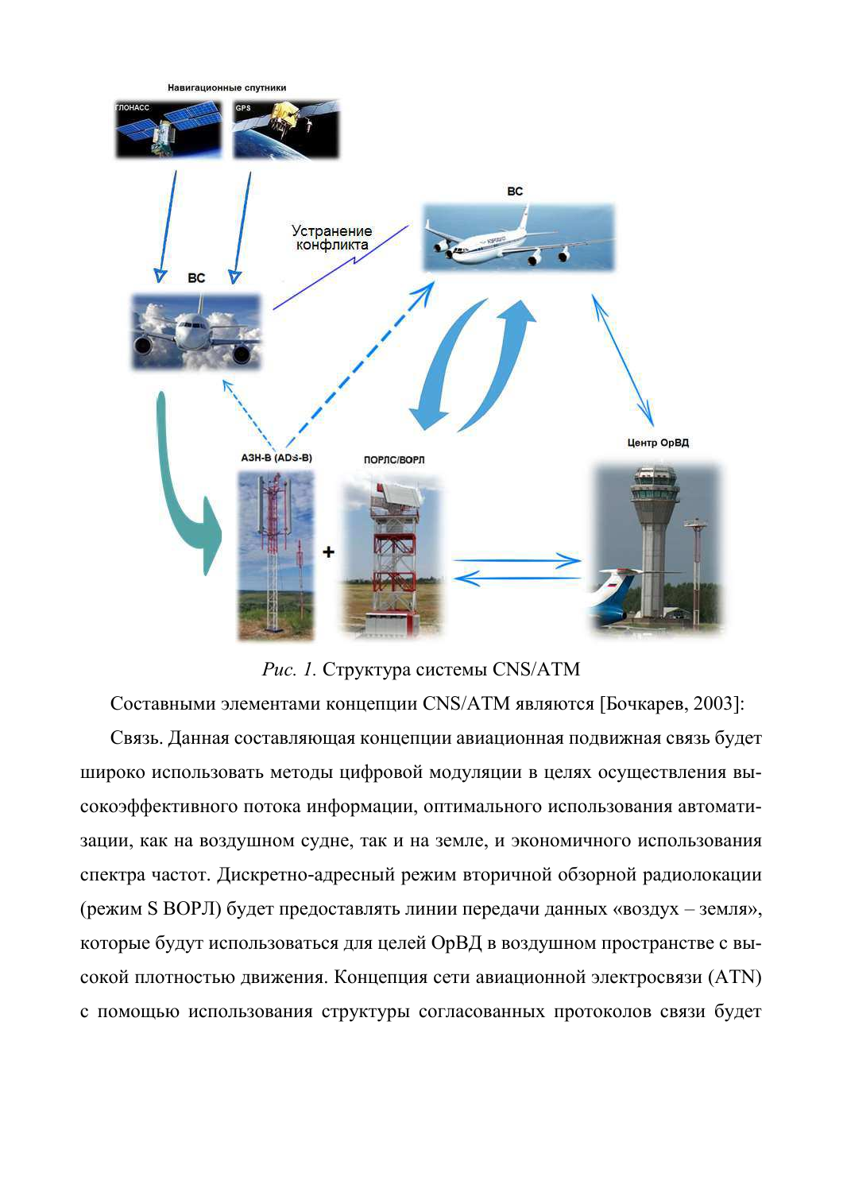*Рис. 1.* Структура системы CNS/ATM

Составными элементами концепции CNS/ATM являются [Бочкарев, 2003]:

Связь. Данная составляющая концепции авиационная подвижная связь будет широко использовать методы цифровой модуляции в целях осуществления высокоэффективного потока информации, оптимального использования автоматизации, как на воздушном судне, так и на земле, и экономичного использования спектра частот. Дискретно-адресный режим вторичной обзорной радиолокации (режим S ВОРЛ) будет предоставлять линии передачи данных «воздух – земля», которые будут использоваться для целей ОрВД в воздушном пространстве с высокой плотностью движения. Концепция сети авиационной электросвязи (ATN) с помощью использования структуры согласованных протоколов связи будет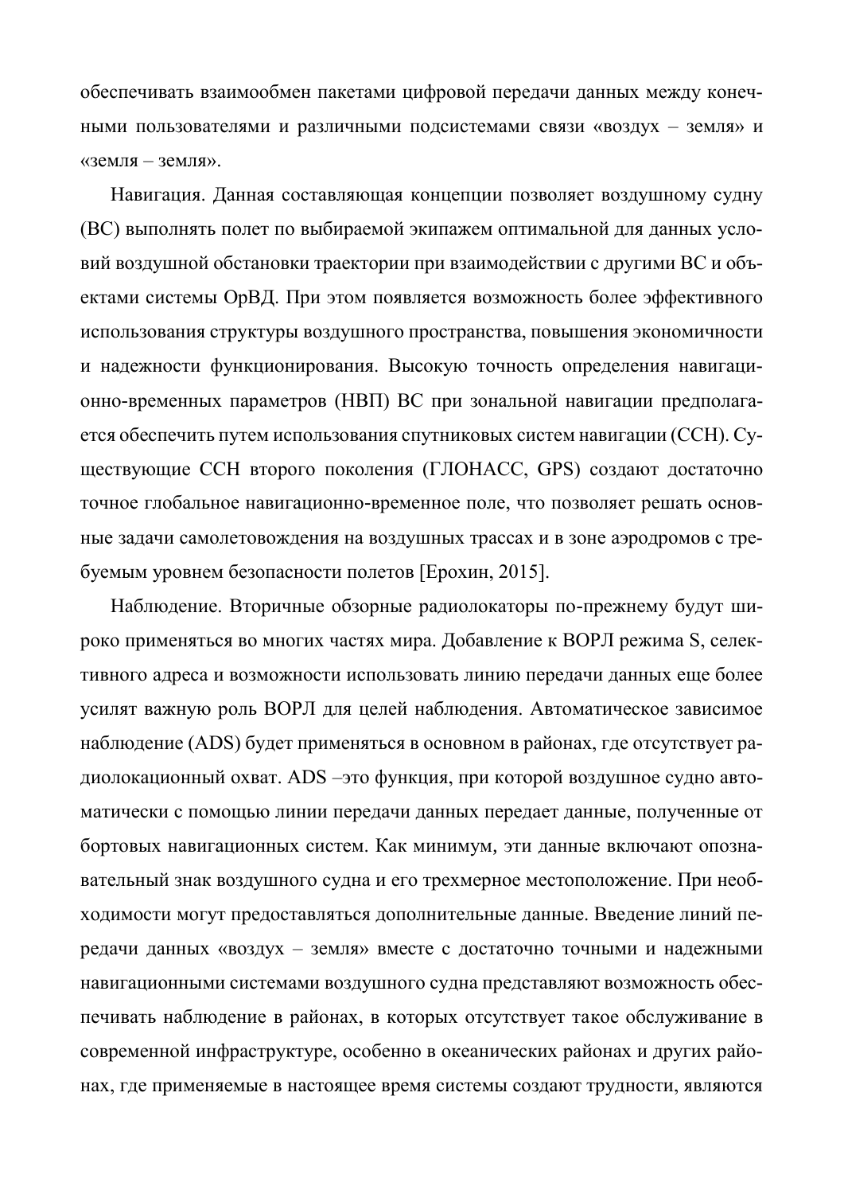обеспечивать взаимообмен пакетами цифровой передачи данных между конечными пользователями и различными подсистемами связи «воздух – земля» и «земля – земля».

Навигация. Данная составляющая концепции позволяет воздушному судну (ВС) выполнять полет по выбираемой экипажем оптимальной для данных условий воздушной обстановки траектории при взаимодействии с другими ВС и объектами системы ОрВД. При этом появляется возможность более эффективного использования структуры воздушного пространства, повышения экономичности и надежности функционирования. Высокую точность определения навигационно-временных параметров (НВП) ВС при зональной навигации предполагается обеспечить путем использования спутниковых систем навигации (ССН). Существующие ССН второго поколения (ГЛОНАСС, GPS) создают достаточно точное глобальное навигационно-временное поле, что позволяет решать основные задачи самолетовождения на воздушных трассах и в зоне аэродромов с требуемым уровнем безопасности полетов [Ерохин, 2015].

Наблюдение. Вторичные обзорные радиолокаторы по-прежнему будут широко применяться во многих частях мира. Добавление к ВОРЛ режима S, селективного адреса и возможности использовать линию передачи данных еще более усилят важную роль ВОРЛ для целей наблюдения. Автоматическое зависимое наблюдение (ADS) будет применяться в основном в районах, где отсутствует радиолокационный охват. ADS –это функция, при которой воздушное судно автоматически с помощью линии передачи данных передает данные, полученные от бортовых навигационных систем. Как минимум, эти данные включают опознавательный знак воздушного судна и его трехмерное местоположение. При необходимости могут предоставляться дополнительные данные. Введение линий передачи данных «воздух – земля» вместе с достаточно точными и надежными навигационными системами воздушного судна представляют возможность обеспечивать наблюдение в районах, в которых отсутствует такое обслуживание в современной инфраструктуре, особенно в океанических районах и других районах, где применяемые в настоящее время системы создают трудности, являются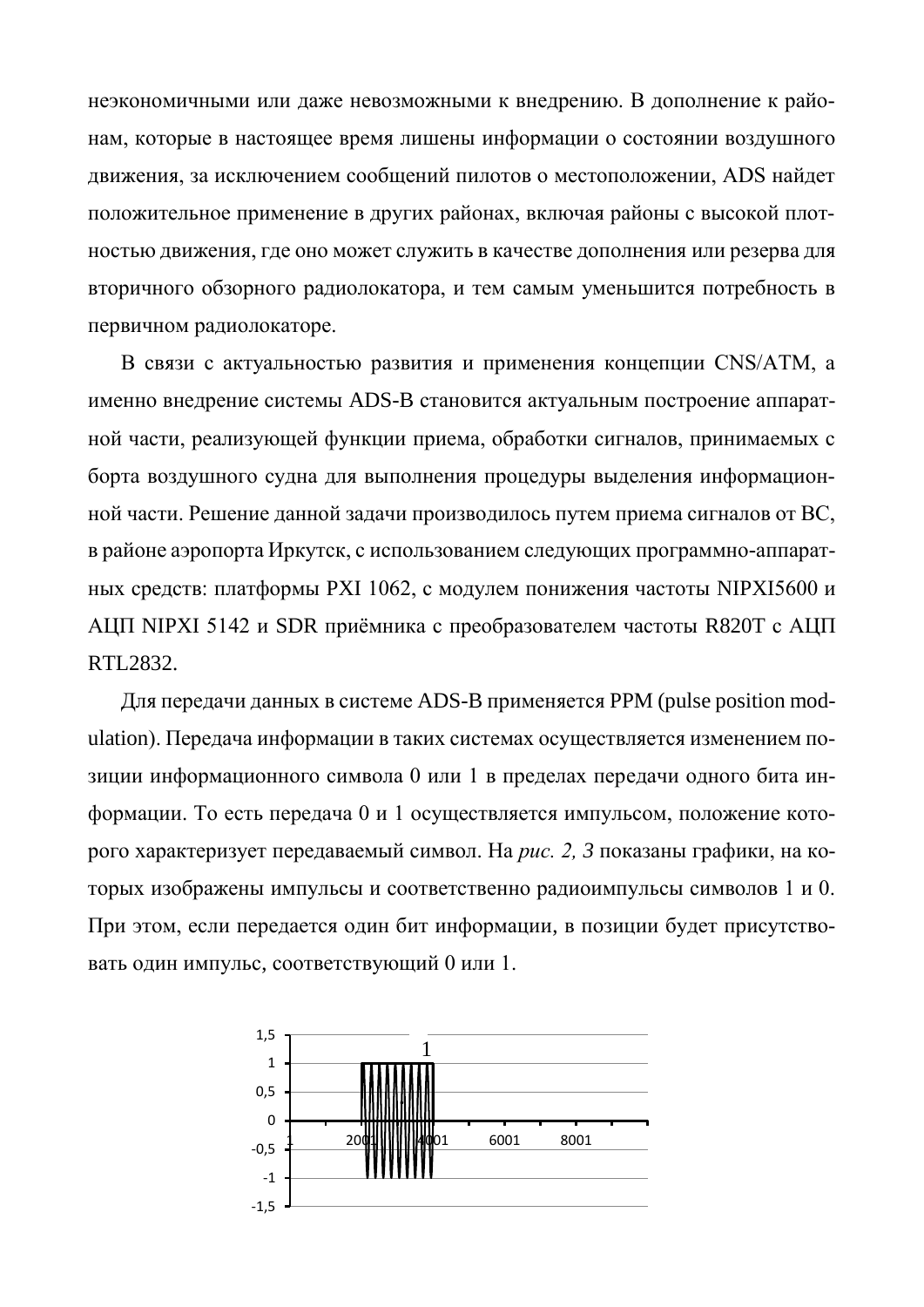неэкономичными или даже невозможными к внедрению. В дополнение к районам, которые в настоящее время лишены информации о состоянии воздушного движения, за исключением сообщений пилотов о местоположении, ADS найдет положительное применение в других районах, включая районы с высокой плотностью движения, где оно может служить в качестве дополнения или резерва для вторичного обзорного радиолокатора, и тем самым уменьшится потребность в первичном радиолокаторе.

В связи с актуальностью развития и применения концепции CNS/ATM, а именно внедрение системы ADS-B становится актуальным построение аппаратной части, реализующей функции приема, обработки сигналов, принимаемых с борта воздушного судна для выполнения процедуры выделения информационной части. Решение данной задачи производилось путем приема сигналов от ВС, в районе аэропорта Иркутск, с использованием следующих программно-аппаратных средств: платформы PXI 1062, с модулем понижения частоты NIPXI5600 и АЦП NIPXI 5142 и SDR приёмника с преобразователем частоты R820T с АЦП RTL2832.

Для передачи данных в системе ADS-B применяется PPM (pulse position modulation). Передача информации в таких системах осуществляется изменением позиции информационного символа 0 или 1 в пределах передачи одного бита информации. То есть передача 0 и 1 осуществляется импульсом, положение которого характеризует передаваемый символ. На *рис. 2, 3* показаны графики, на которых изображены импульсы и соответственно радиоимпульсы символов 1 и 0. При этом, если передается один бит информации, в позиции будет присутствовать один импульс, соответствующий 0 или 1.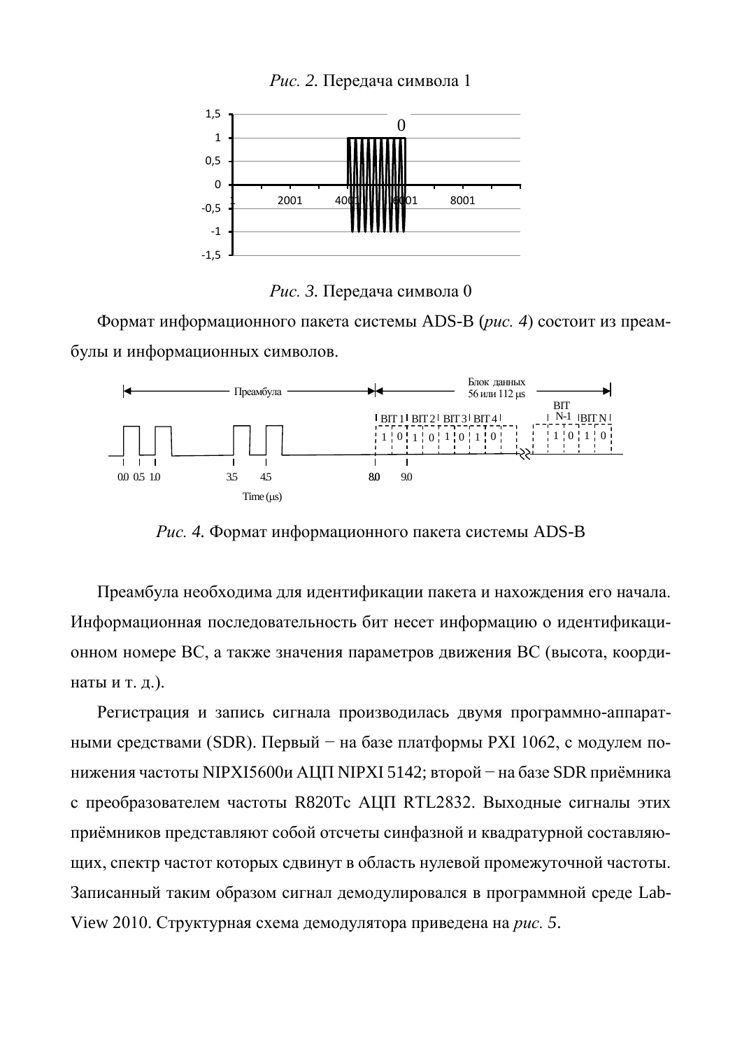*Рис. 2.* Передача символа 1

*Рис. 3.* Передача символа 0

Формат информационного пакета системы ADS-B (*рис. 4*) состоит из преамбулы и информационных символов.

*Рис. 4.* Формат информационного пакета системы ADS-B

Преамбула необходима для идентификации пакета и нахождения его начала. Информационная последовательность бит несет информацию о идентификационном номере ВС, а также значения параметров движения ВС (высота, координаты и т. д.).

Регистрация и запись сигнала производилась двумя программно-аппаратными средствами (SDR). Первый − на базе платформы PXI 1062, с модулем понижения частоты NIPXI5600и АЦП NIPXI 5142; второй − на базе SDR приёмника с преобразователем частоты R820Tс АЦП RTL2832. Выходные сигналы этих приёмников представляют собой отсчеты синфазной и квадратурной составляющих, спектр частот которых сдвинут в область нулевой промежуточной частоты. Записанный таким образом сигнал демодулировался в программной среде LabView 2010. Структурная схема демодулятора приведена на *рис. 5*.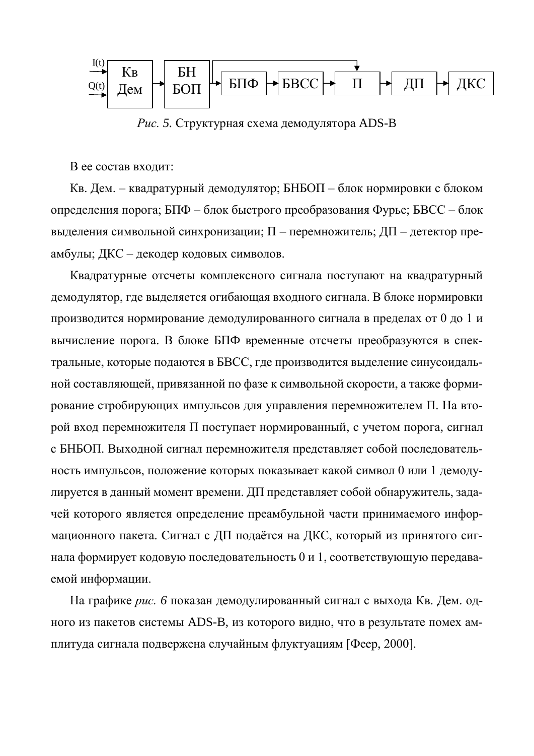*Рис. 5.* Структурная схема демодулятора ADS-B

В ее состав входит:

Кв. Дем. – квадратурный демодулятор; БНБОП – блок нормировки с блоком определения порога; БПФ – блок быстрого преобразования Фурье; БВСС – блок выделения символьной синхронизации; П – перемножитель; ДП – детектор преамбулы; ДКС – декодер кодовых символов.

Квадратурные отсчеты комплексного сигнала поступают на квадратурный демодулятор, где выделяется огибающая входного сигнала. В блоке нормировки производится нормирование демодулированного сигнала в пределах от 0 до 1 и вычисление порога. В блоке БПФ временные отсчеты преобразуются в спектральные, которые подаются в БВСС, где производится выделение синусоидальной составляющей, привязанной по фазе к символьной скорости, а также формирование стробирующих импульсов для управления перемножителем П. На второй вход перемножителя П поступает нормированный, с учетом порога, сигнал с БНБОП. Выходной сигнал перемножителя представляет собой последовательность импульсов, положение которых показывает какой символ 0 или 1 демодулируется в данный момент времени. ДП представляет собой обнаружитель, задачей которого является определение преамбульной части принимаемого информационного пакета. Сигнал с ДП подаётся на ДКС, который из принятого сигнала формирует кодовую последовательность 0 и 1, соответствующую передаваемой информации.

На графике *рис. 6* показан демодулированный сигнал с выхода Кв. Дем. одного из пакетов системы ADS-B, из которого видно, что в результате помех амплитуда сигнала подвержена случайным флуктуациям [Феер, 2000].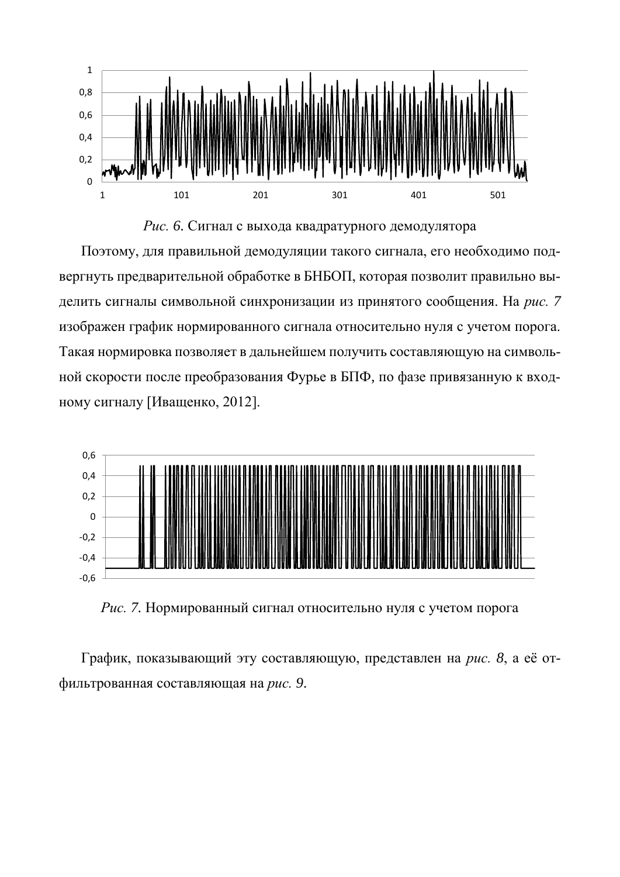*Рис. 6*. Сигнал с выхода квадратурного демодулятора

Поэтому, для правильной демодуляции такого сигнала, его необходимо подвергнуть предварительной обработке в БНБОП, которая позволит правильно выделить сигналы символьной синхронизации из принятого сообщения. На *рис. 7* изображен график нормированного сигнала относительно нуля с учетом порога. Такая нормировка позволяет в дальнейшем получить составляющую на символьной скорости после преобразования Фурье в БПФ, по фазе привязанную к входному сигналу [Иващенко, 2012].

*Рис. 7*. Нормированный сигнал относительно нуля с учетом порога

График, показывающий эту составляющую, представлен на *рис. 8*, а её отфильтрованная составляющая на *рис. 9*.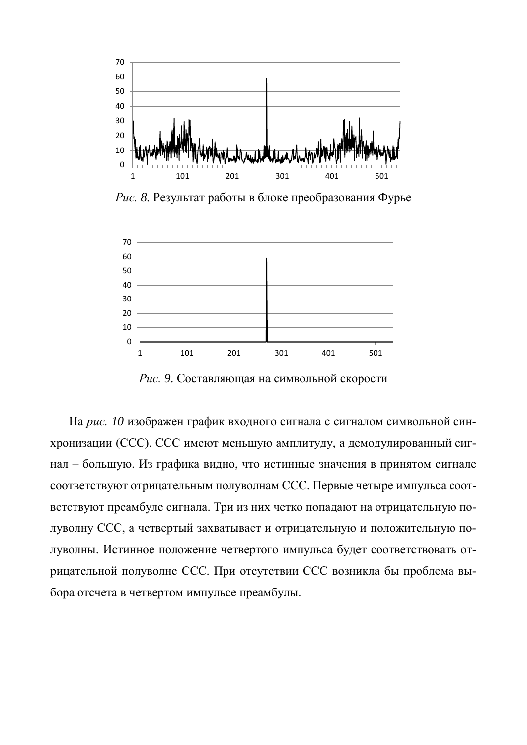*Рис. 8.* Результат работы в блоке преобразования Фурье

*Рис. 9.* Составляющая на символьной скорости

На *рис. 10* изображен график входного сигнала с сигналом символьной синхронизации (ССС). ССС имеют меньшую амплитуду, а демодулированный сигнал – большую. Из графика видно, что истинные значения в принятом сигнале соответствуют отрицательным полуволнам ССС. Первые четыре импульса соответствуют преамбуле сигнала. Три из них четко попадают на отрицательную полуволну ССС, а четвертый захватывает и отрицательную и положительную полуволны. Истинное положение четвертого импульса будет соответствовать отрицательной полуволне ССС. При отсутствии ССС возникла бы проблема выбора отсчета в четвертом импульсе преамбулы.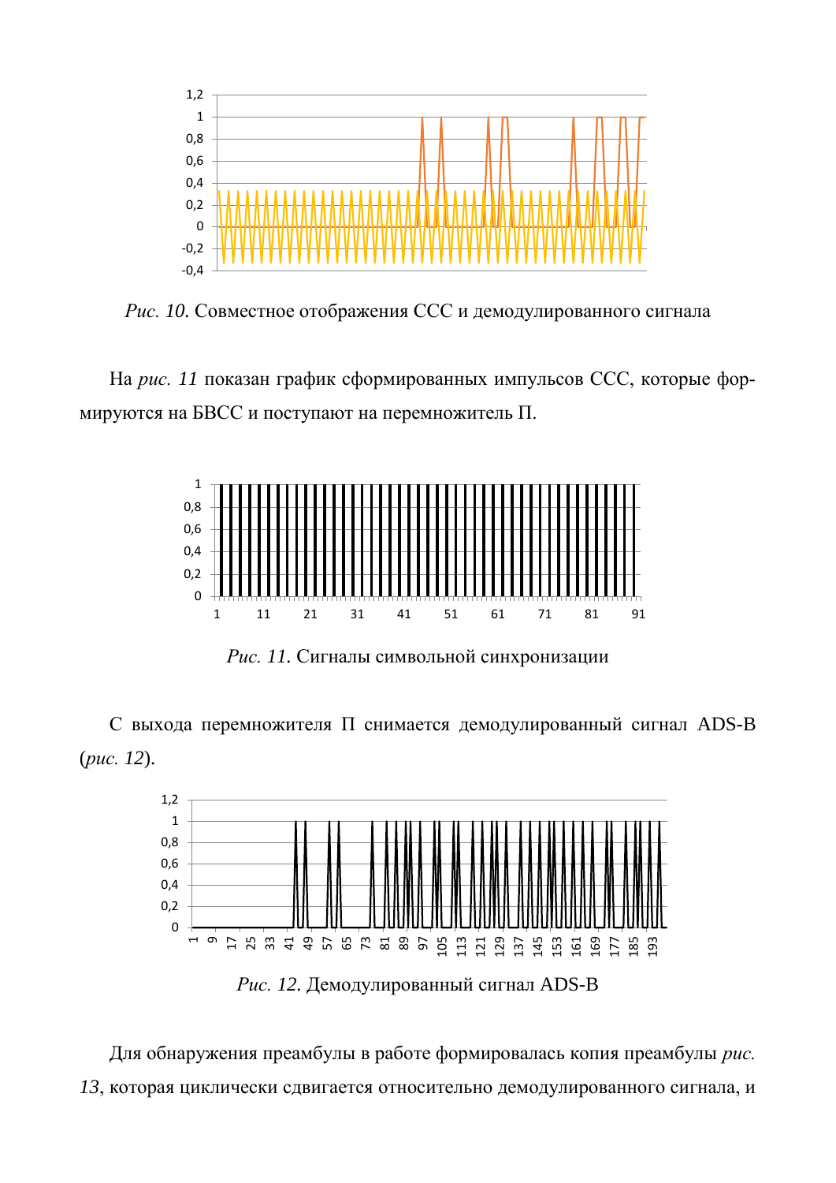*Рис. 10.* Совместное отображения ССС и демодулированного сигнала

На *рис. 11* показан график сформированных импульсов ССС, которые формируются на БВСС и поступают на перемножитель П.

*Рис. 11.* Сигналы символьной синхронизации

С выхода перемножителя П снимается демодулированный сигнал ADS-B (*рис. 12*).

*Рис. 12.* Демодулированный сигнал ADS-B

Для обнаружения преамбулы в работе формировалась копия преамбулы *рис. 13*, которая циклически сдвигается относительно демодулированного сигнала, и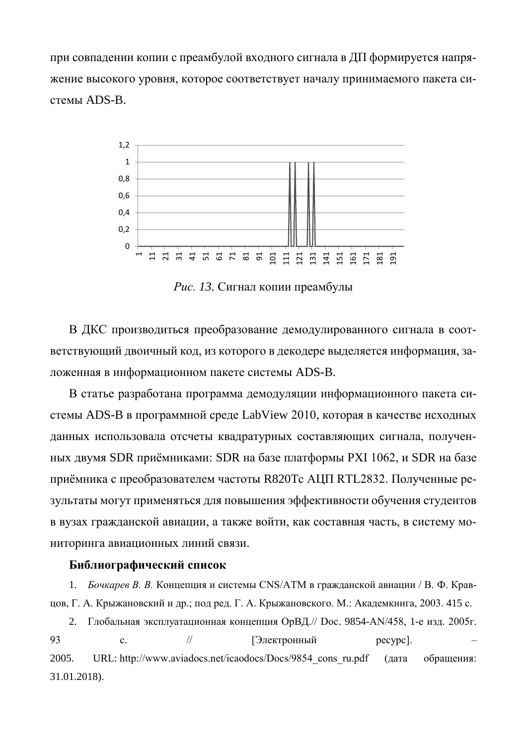при совпадении копии с преамбулой входного сигнала в ДП формируется напряжение высокого уровня, которое соответствует началу принимаемого пакета системы ADS-B.

*Рис. 13.* Сигнал копии преамбулы

В ДКС производиться преобразование демодулированного сигнала в соответствующий двоичный код, из которого в декодере выделяется информация, заложенная в информационном пакете системы ADS-B.

В статье разработана программа демодуляции информационного пакета системы ADS-B в программной среде LabView 2010, которая в качестве исходных данных использовала отсчеты квадратурных составляющих сигнала, полученных двумя SDR приёмниками: SDR на базе платформы PXI 1062, и SDR на базе приёмника с преобразователем частоты R820Tc АЦП RTL2832. Полученные результаты могут применяться для повышения эффективности обучения студентов в вузах гражданской авиации, а также войти, как составная часть, в систему мониторинга авиационных линий связи.

**Библиографический список**

1. *Бочкарев В. В.* Концепция и системы CNS/ATM в гражданской авиации / В. Ф. Кравцов, Г. А. Крыжановский и др.; под ред. Г. А. Крыжановского. М.: Академкнига, 2003. 415 с.

2. Глобальная эксплуатационная концепция ОрВД.// Doc. 9854-AN/458, 1-е изд. 2005г. 93 с. // [Электронный ресурс]. – 2005. URL: http://www.aviadocs.net/icaodocs/Docs/9854_cons_ru.pdf (дата обращения: 31.01.2018).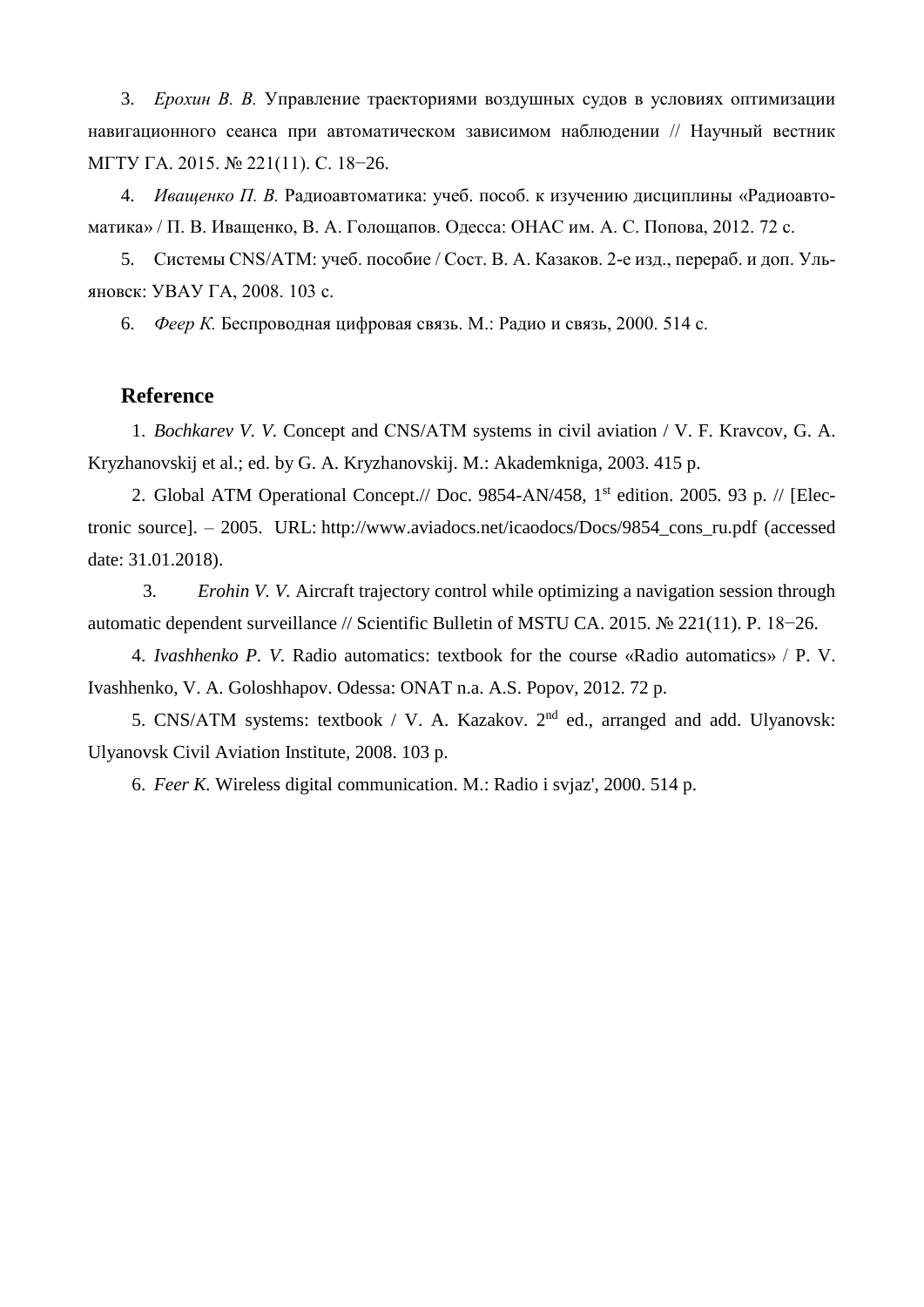3. *Ерохин В. В.* Управление траекториями воздушных судов в условиях оптимизации навигационного сеанса при автоматическом зависимом наблюдении // Научный вестник МГТУ ГА. 2015. № 221(11). С. 18−26.

4. *Иващенко П. В.* Радиоавтоматика: учеб. пособ. к изучению дисциплины «Радиоавтоматика» / П. В. Иващенко, В. А. Голощапов. Одесса: ОНАС им. А. С. Попова, 2012. 72 с.

5. Системы CNS/ATM: учеб. пособие / Сост. В. А. Казаков. 2-е изд., перераб. и доп. Ульяновск: УВАУ ГА, 2008. 103 с.

6. *Феер К.* Беспроводная цифровая связь. М.: Радио и связь, 2000. 514 с.

## Reference

1. *Bochkarev V. V.* Concept and CNS/ATM systems in civil aviation / V. F. Kravcov, G. A. Kryzhanovskij et al.; ed. by G. A. Kryzhanovskij. M.: Akademkniga, 2003. 415 p.

2. Global ATM Operational Concept.// Doc. 9854-AN/458, 1st edition. 2005. 93 p. // [Electronic source]. – 2005. URL: http://www.aviadocs.net/icaodocs/Docs/9854_cons_ru.pdf (accessed date: 31.01.2018).

3. *Erohin V. V.* Aircraft trajectory control while optimizing a navigation session through automatic dependent surveillance // Scientific Bulletin of MSTU CA. 2015. № 221(11). P. 18−26.

4. *Ivashhenko P. V.* Radio automatics: textbook for the course «Radio automatics» / P. V. Ivashhenko, V. A. Goloshhapov. Odessa: ONAT n.a. A.S. Popov, 2012. 72 p.

5. CNS/ATM systems: textbook / V. A. Kazakov. 2nd ed., arranged and add. Ulyanovsk: Ulyanovsk Civil Aviation Institute, 2008. 103 p.

6. *Feer K.* Wireless digital communication. M.: Radio i svjaz', 2000. 514 p.